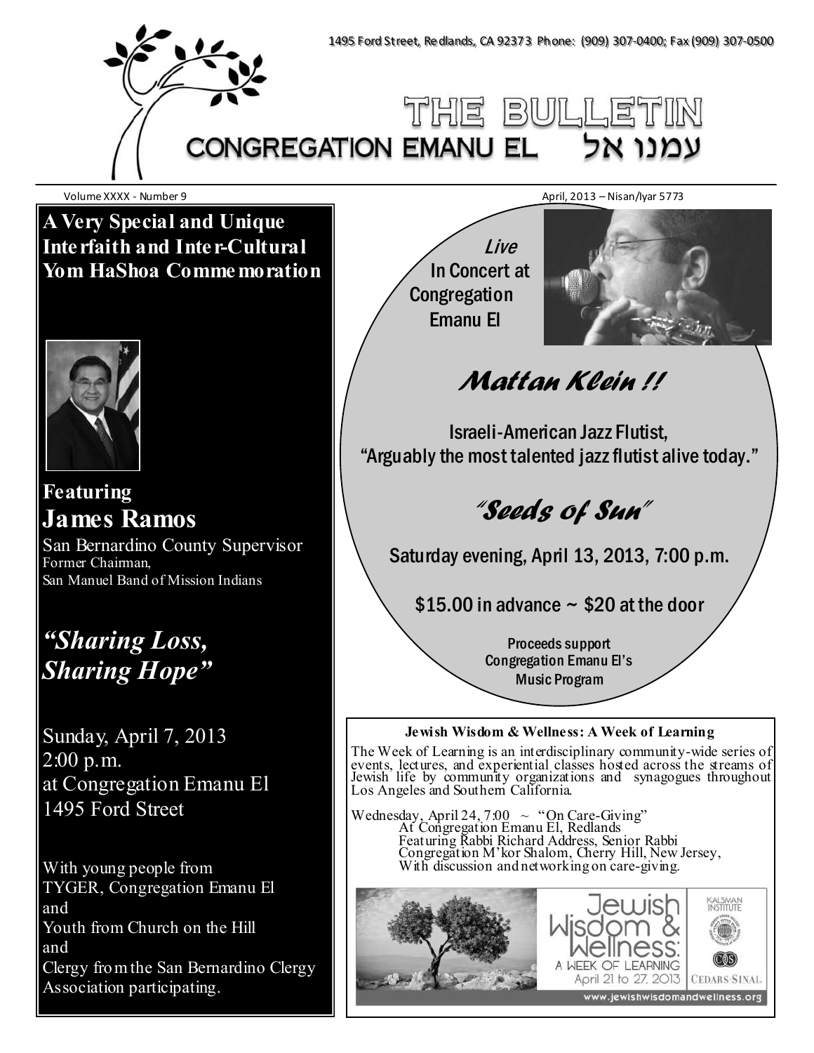1495 Ford Street, Redlands, CA 92373 Phone: (909) 307-0400; Fax (909) 307-0500

# THE BULLETIN

## CONGREGATION EMANU EL עמנו אל

Volume XXXX - Number 9

April, 2013 – Nisan/Iyar 5773

## A Very Special and Unique Interfaith and Inter-Cultural Yom HaShoa Commemoration

**Featuring**

## James Ramos

San Bernardino County Supervisor
Former Chairman,
San Manuel Band of Mission Indians

## *"Sharing Loss, Sharing Hope"*

Sunday, April 7, 2013
2:00 p.m.
at Congregation Emanu El
1495 Ford Street

With young people from
TYGER, Congregation Emanu El
and
Youth from Church on the Hill
and
Clergy from the San Bernardino Clergy Association participating.

*Live*
In Concert at Congregation Emanu El

## *Mattan Klein !!*

Israeli-American Jazz Flutist,
"Arguably the most talented jazz flutist alive today."

## *"Seeds of Sun"*

Saturday evening, April 13, 2013, 7:00 p.m.

$15.00 in advance ~ $20 at the door

Proceeds support
Congregation Emanu El's
Music Program

### Jewish Wisdom & Wellness: A Week of Learning

The Week of Learning is an interdisciplinary community-wide series of events, lectures, and experiential classes hosted across the streams of Jewish life by community organizations and synagogues throughout Los Angeles and Southern California.

Wednesday, April 24, 7:00 ~ "On Care-Giving"
At Congregation Emanu El, Redlands
Featuring Rabbi Richard Address, Senior Rabbi
Congregation M'kor Shalom, Cherry Hill, New Jersey,
With discussion and networking on care-giving.

Jewish Wisdom & Wellness: A Week of Learning
April 21 to 27, 2013
Kalsman Institute
Cedars-Sinai
www.jewishwisdomandwellness.org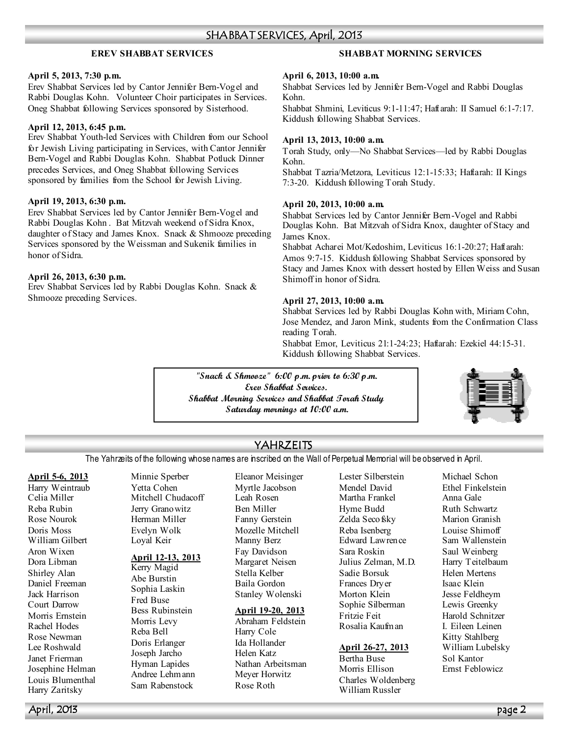## SHABBAT SERVICES, April, 2013

### EREV SHABBAT SERVICES

**April 5, 2013, 7:30 p.m.**
Erev Shabbat Services led by Cantor Jennifer Bern-Vogel and Rabbi Douglas Kohn. Volunteer Choir participates in Services. Oneg Shabbat following Services sponsored by Sisterhood.

**April 12, 2013, 6:45 p.m.**
Erev Shabbat Youth-led Services with Children from our School for Jewish Living participating in Services, with Cantor Jennifer Bern-Vogel and Rabbi Douglas Kohn. Shabbat Potluck Dinner precedes Services, and Oneg Shabbat following Services sponsored by families from the School for Jewish Living.

**April 19, 2013, 6:30 p.m.**
Erev Shabbat Services led by Cantor Jennifer Bern-Vogel and Rabbi Douglas Kohn . Bat Mitzvah weekend of Sidra Knox, daughter of Stacy and James Knox. Snack & Shmooze preceding Services sponsored by the Weissman and Sukenik families in honor of Sidra.

**April 26, 2013, 6:30 p.m.**
Erev Shabbat Services led by Rabbi Douglas Kohn. Snack & Shmooze preceding Services.

### SHABBAT MORNING SERVICES

**April 6, 2013, 10:00 a.m.**
Shabbat Services led by Jennifer Bern-Vogel and Rabbi Douglas Kohn.
Shabbat Shmini, Leviticus 9:1-11:47; Haftarah: II Samuel 6:1-7:17. Kiddush following Shabbat Services.

**April 13, 2013, 10:00 a.m.**
Torah Study, only—No Shabbat Services—led by Rabbi Douglas Kohn.
Shabbat Tazria/Metzora, Leviticus 12:1-15:33; Haftarah: II Kings 7:3-20. Kiddush following Torah Study.

**April 20, 2013, 10:00 a.m.**
Shabbat Services led by Cantor Jennifer Bern-Vogel and Rabbi Douglas Kohn. Bat Mitzvah of Sidra Knox, daughter of Stacy and James Knox.
Shabbat Acharei Mot/Kedoshim, Leviticus 16:1-20:27; Haftarah: Amos 9:7-15. Kiddush following Shabbat Services sponsored by Stacy and James Knox with dessert hosted by Ellen Weiss and Susan Shimoff in honor of Sidra.

**April 27, 2013, 10:00 a.m.**
Shabbat Services led by Rabbi Douglas Kohn with, Miriam Cohn, Jose Mendez, and Jaron Mink, students from the Confirmation Class reading Torah.
Shabbat Emor, Leviticus 21:1-24:23; Haftarah: Ezekiel 44:15-31. Kiddush following Shabbat Services.

***"Snack & Shmooze" 6:00 p.m. prior to 6:30 p.m. Erev Shabbat Services.***
***Shabbat Morning Services and Shabbat Torah Study Saturday mornings at 10:00 a.m.***

## YAHRZEITS

The Yahrzeits of the following whose names are inscribed on the Wall of Perpetual Memorial will be observed in April.

**April 5-6, 2013**
Harry Weintraub
Celia Miller
Reba Rubin
Rose Nourok
Doris Moss
William Gilbert
Aron Wixen
Dora Libman
Shirley Alan
Daniel Freeman
Jack Harrison
Court Darrow
Morris Ernstein
Rachel Hodes
Rose Newman
Lee Roshwald
Janet Frierman
Josephine Helman
Louis Blumenthal
Harry Zaritsky
Minnie Sperber
Yetta Cohen
Mitchell Chudacoff
Jerry Granowitz
Herman Miller
Evelyn Wolk
Loyal Keir

**April 12-13, 2013**
Kerry Magid
Abe Burstin
Sophia Laskin
Fred Buse
Bess Rubinstein
Morris Levy
Reba Bell
Doris Erlanger
Joseph Jarcho
Hyman Lapides
Andree Lehmann
Sam Rabenstock
Eleanor Meisinger
Myrtle Jacobson
Leah Rosen
Ben Miller
Fanny Gerstein
Mozelle Mitchell
Manny Berz
Fay Davidson
Margaret Neisen
Stella Kelber
Baila Gordon
Stanley Wolenski

**April 19-20, 2013**
Abraham Feldstein
Harry Cole
Ida Hollander
Helen Katz
Nathan Arbeitsman
Meyer Horwitz
Rose Roth
Lester Silberstein
Mendel David
Martha Frankel
Hyme Budd
Zelda Secofsky
Reba Isenberg
Edward Lawrence
Sara Roskin
Julius Zelman, M.D.
Sadie Borsuk
Frances Dryer
Morton Klein
Sophie Silberman
Fritzie Feit
Rosalia Kaufman

**April 26-27, 2013**
Bertha Buse
Morris Ellison
Charles Woldenberg
William Russler
Michael Schon
Ethel Finkelstein
Anna Gale
Ruth Schwartz
Marion Granish
Louise Shimoff
Sam Wallenstein
Saul Weinberg
Harry Teitelbaum
Helen Mertens
Isaac Klein
Jesse Feldheym
Lewis Greenky
Harold Schnitzer
I. Eileen Leinen
Kitty Stahlberg
William Lubelsky
Sol Kantor
Ernst Feblowicz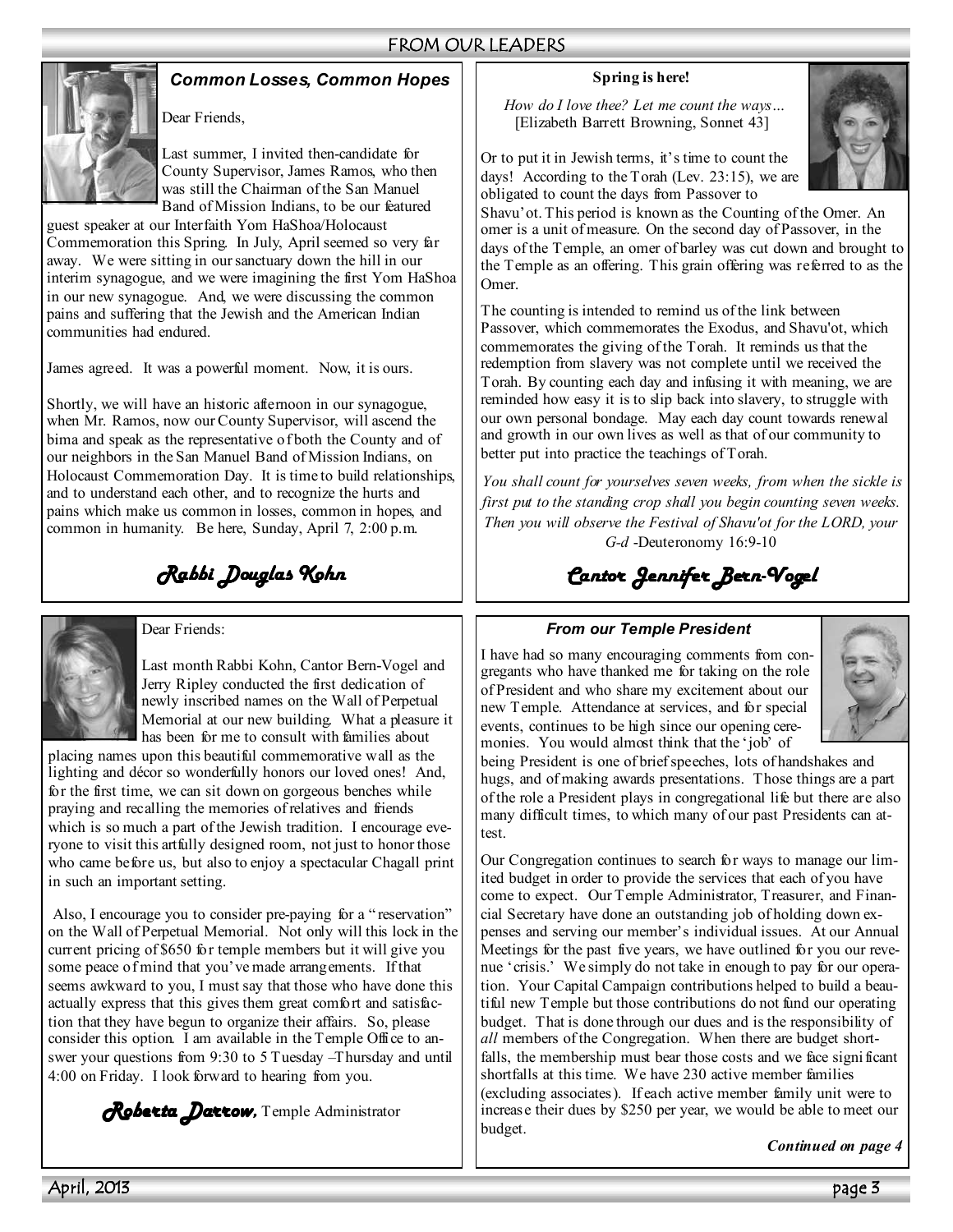## FROM OUR LEADERS

### *Common Losses, Common Hopes*

Dear Friends,

Last summer, I invited then-candidate for County Supervisor, James Ramos, who then was still the Chairman of the San Manuel Band of Mission Indians, to be our featured guest speaker at our Interfaith Yom HaShoa/Holocaust Commemoration this Spring. In July, April seemed so very far away. We were sitting in our sanctuary down the hill in our interim synagogue, and we were imagining the first Yom HaShoa in our new synagogue. And, we were discussing the common pains and suffering that the Jewish and the American Indian communities had endured.

James agreed. It was a powerful moment. Now, it is ours.

Shortly, we will have an historic afternoon in our synagogue, when Mr. Ramos, now our County Supervisor, will ascend the bima and speak as the representative of both the County and of our neighbors in the San Manuel Band of Mission Indians, on Holocaust Commemoration Day. It is time to build relationships, and to understand each other, and to recognize the hurts and pains which make us common in losses, common in hopes, and common in humanity. Be here, Sunday, April 7, 2:00 p.m.

*Rabbi Douglas Kohn*

### Spring is here!

*How do I love thee? Let me count the ways…*
[Elizabeth Barrett Browning, Sonnet 43]

Or to put it in Jewish terms, it's time to count the days! According to the Torah (Lev. 23:15), we are obligated to count the days from Passover to Shavu'ot. This period is known as the Counting of the Omer. An omer is a unit of measure. On the second day of Passover, in the days of the Temple, an omer of barley was cut down and brought to the Temple as an offering. This grain offering was referred to as the Omer.

The counting is intended to remind us of the link between Passover, which commemorates the Exodus, and Shavu'ot, which commemorates the giving of the Torah. It reminds us that the redemption from slavery was not complete until we received the Torah. By counting each day and infusing it with meaning, we are reminded how easy it is to slip back into slavery, to struggle with our own personal bondage. May each day count towards renewal and growth in our own lives as well as that of our community to better put into practice the teachings of Torah.

*You shall count for yourselves seven weeks, from when the sickle is first put to the standing crop shall you begin counting seven weeks. Then you will observe the Festival of Shavu'ot for the LORD, your G-d* -Deuteronomy 16:9-10

*Cantor Jennifer Bern-Vogel*

---

Dear Friends:

Last month Rabbi Kohn, Cantor Bern-Vogel and Jerry Ripley conducted the first dedication of newly inscribed names on the Wall of Perpetual Memorial at our new building. What a pleasure it has been for me to consult with families about placing names upon this beautiful commemorative wall as the lighting and décor so wonderfully honors our loved ones! And, for the first time, we can sit down on gorgeous benches while praying and recalling the memories of relatives and friends which is so much a part of the Jewish tradition. I encourage everyone to visit this artfully designed room, not just to honor those who came before us, but also to enjoy a spectacular Chagall print in such an important setting.

Also, I encourage you to consider pre-paying for a "reservation" on the Wall of Perpetual Memorial. Not only will this lock in the current pricing of $650 for temple members but it will give you some peace of mind that you've made arrangements. If that seems awkward to you, I must say that those who have done this actually express that this gives them great comfort and satisfaction that they have begun to organize their affairs. So, please consider this option. I am available in the Temple Office to answer your questions from 9:30 to 5 Tuesday –Thursday and until 4:00 on Friday. I look forward to hearing from you.

***Roberta Darrow,*** Temple Administrator

### *From our Temple President*

I have had so many encouraging comments from congregants who have thanked me for taking on the role of President and who share my excitement about our new Temple. Attendance at services, and for special events, continues to be high since our opening ceremonies. You would almost think that the 'job' of being President is one of brief speeches, lots of handshakes and hugs, and of making awards presentations. Those things are a part of the role a President plays in congregational life but there are also many difficult times, to which many of our past Presidents can attest.

Our Congregation continues to search for ways to manage our limited budget in order to provide the services that each of you have come to expect. Our Temple Administrator, Treasurer, and Financial Secretary have done an outstanding job of holding down expenses and serving our member's individual issues. At our Annual Meetings for the past five years, we have outlined for you our revenue 'crisis.' We simply do not take in enough to pay for our operation. Your Capital Campaign contributions helped to build a beautiful new Temple but those contributions do not fund our operating budget. That is done through our dues and is the responsibility of *all* members of the Congregation. When there are budget shortfalls, the membership must bear those costs and we face significant shortfalls at this time. We have 230 active member families (excluding associates). If each active member family unit were to increase their dues by $250 per year, we would be able to meet our budget.

***Continued on page 4***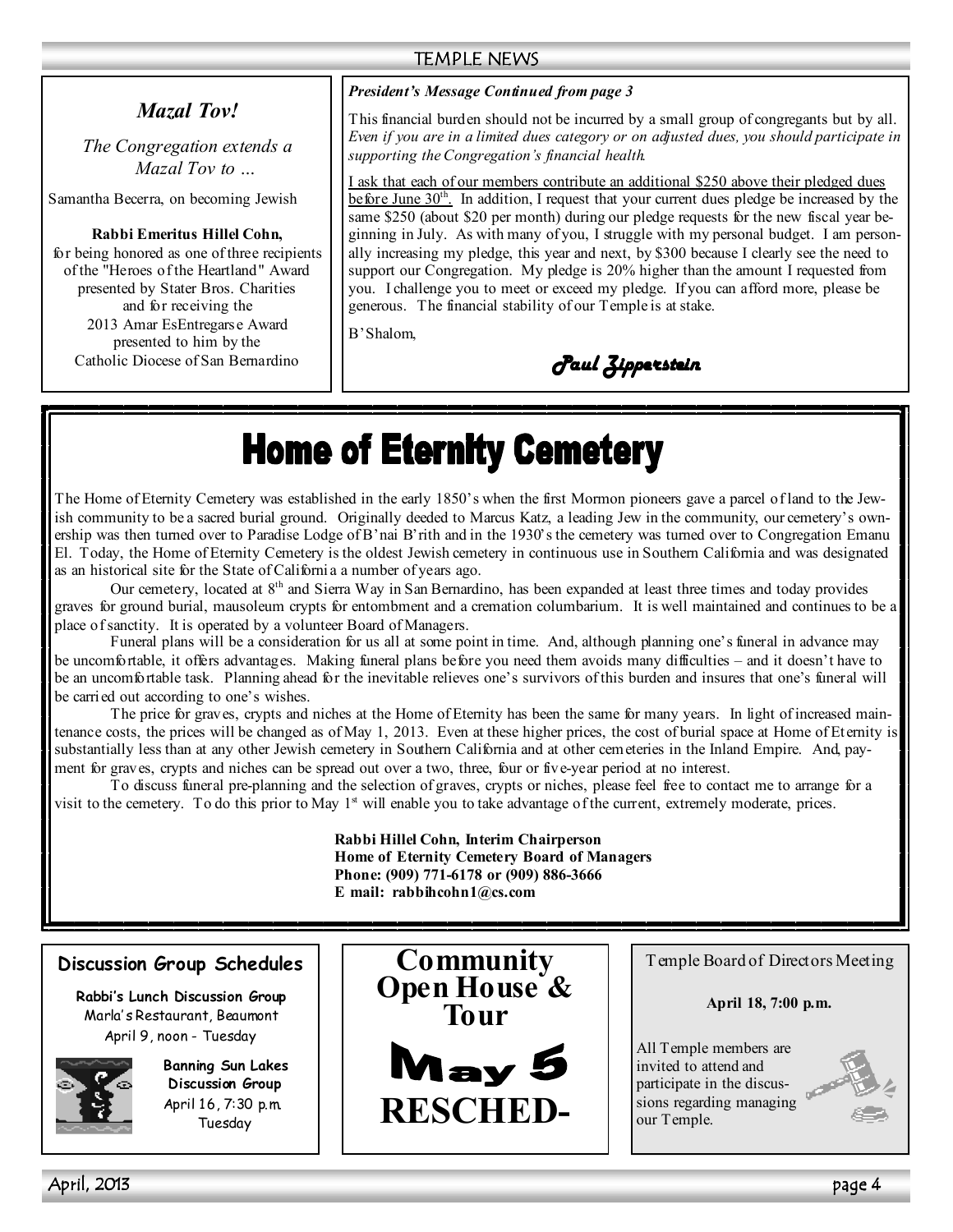*Mazal Tov!*

*The Congregation extends a Mazal Tov to …*

Samantha Becerra, on becoming Jewish

**Rabbi Emeritus Hillel Cohn,** for being honored as one of three recipients of the "Heroes of the Heartland" Award presented by Stater Bros. Charities and for receiving the 2013 Amar EsEntregarse Award presented to him by the Catholic Diocese of San Bernardino

***President's Message Continued from page 3***

This financial burden should not be incurred by a small group of congregants but by all. *Even if you are in a limited dues category or on adjusted dues, you should participate in supporting the Congregation's financial health.*

I ask that each of our members contribute an additional $250 above their pledged dues before June 30th. In addition, I request that your current dues pledge be increased by the same $250 (about $20 per month) during our pledge requests for the new fiscal year beginning in July. As with many of you, I struggle with my personal budget. I am personally increasing my pledge, this year and next, by $300 because I clearly see the need to support our Congregation. My pledge is 20% higher than the amount I requested from you. I challenge you to meet or exceed my pledge. If you can afford more, please be generous. The financial stability of our Temple is at stake.

B'Shalom,

*Paul Zipperstein*

# Home of Eternity Cemetery

The Home of Eternity Cemetery was established in the early 1850's when the first Mormon pioneers gave a parcel of land to the Jewish community to be a sacred burial ground. Originally deeded to Marcus Katz, a leading Jew in the community, our cemetery's ownership was then turned over to Paradise Lodge of B'nai B'rith and in the 1930's the cemetery was turned over to Congregation Emanu El. Today, the Home of Eternity Cemetery is the oldest Jewish cemetery in continuous use in Southern California and was designated as an historical site for the State of California a number of years ago.

Our cemetery, located at 8th and Sierra Way in San Bernardino, has been expanded at least three times and today provides graves for ground burial, mausoleum crypts for entombment and a cremation columbarium. It is well maintained and continues to be a place of sanctity. It is operated by a volunteer Board of Managers.

Funeral plans will be a consideration for us all at some point in time. And, although planning one's funeral in advance may be uncomfortable, it offers advantages. Making funeral plans before you need them avoids many difficulties – and it doesn't have to be an uncomfortable task. Planning ahead for the inevitable relieves one's survivors of this burden and insures that one's funeral will be carried out according to one's wishes.

The price for graves, crypts and niches at the Home of Eternity has been the same for many years. In light of increased maintenance costs, the prices will be changed as of May 1, 2013. Even at these higher prices, the cost of burial space at Home of Eternity is substantially less than at any other Jewish cemetery in Southern California and at other cemeteries in the Inland Empire. And, payment for graves, crypts and niches can be spread out over a two, three, four or five-year period at no interest.

To discuss funeral pre-planning and the selection of graves, crypts or niches, please feel free to contact me to arrange for a visit to the cemetery. To do this prior to May 1st will enable you to take advantage of the current, extremely moderate, prices.

**Rabbi Hillel Cohn, Interim Chairperson**
**Home of Eternity Cemetery Board of Managers**
**Phone: (909) 771-6178 or (909) 886-3666**
**E mail: rabbihcohn1@cs.com**

### Discussion Group Schedules

**Rabbi's Lunch Discussion Group**
Marla's Restaurant, Beaumont
April 9, noon - Tuesday

**Banning Sun Lakes Discussion Group**
April 16, 7:30 p.m.
Tuesday

## Community Open House & Tour

## May 5

## RESCHED-

Temple Board of Directors Meeting

**April 18, 7:00 p.m.**

All Temple members are invited to attend and participate in the discussions regarding managing our Temple.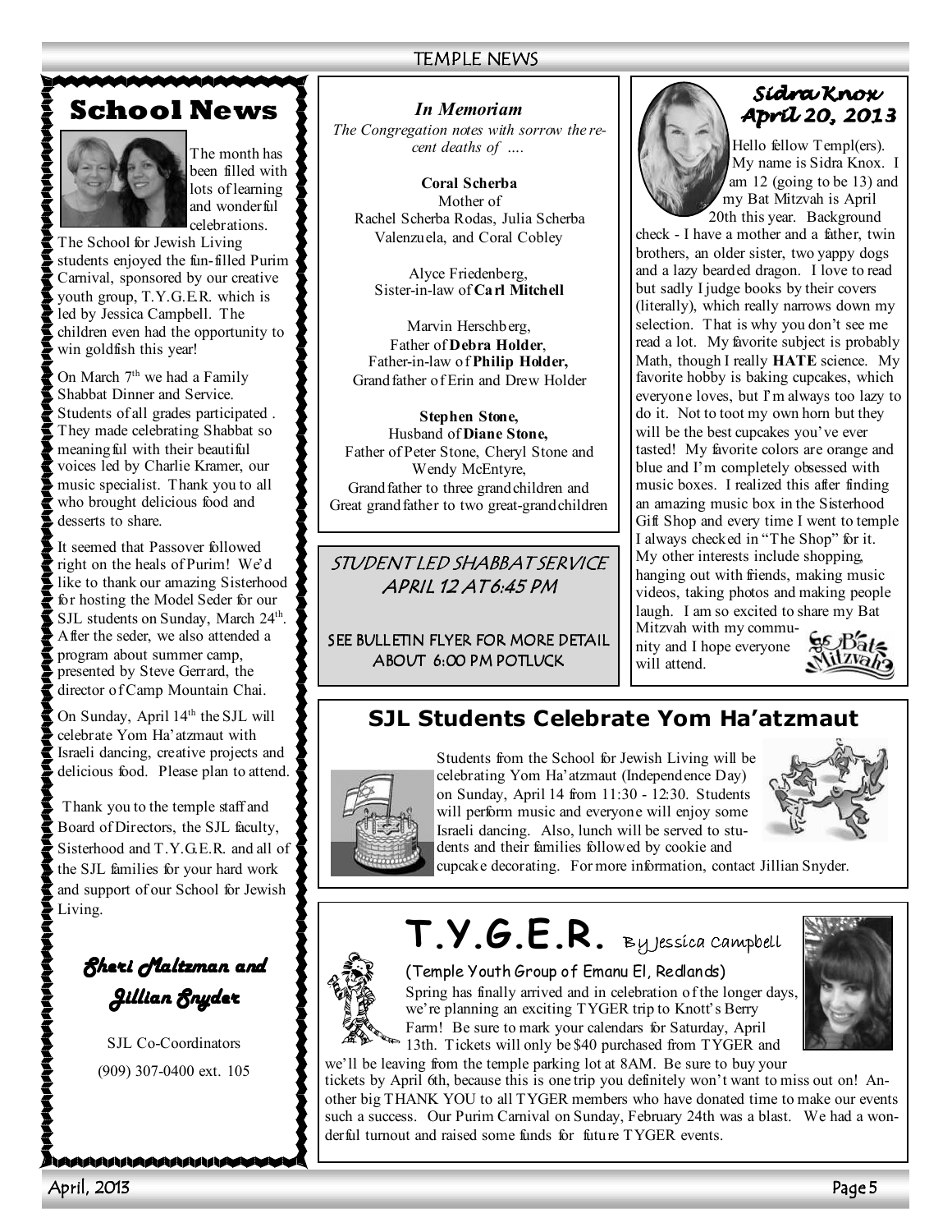## School News

The month has been filled with lots of learning and wonderful celebrations.

The School for Jewish Living students enjoyed the fun-filled Purim Carnival, sponsored by our creative youth group, T.Y.G.E.R. which is led by Jessica Campbell. The children even had the opportunity to win goldfish this year!

On March 7th we had a Family Shabbat Dinner and Service. Students of all grades participated . They made celebrating Shabbat so meaningful with their beautiful voices led by Charlie Kramer, our music specialist. Thank you to all who brought delicious food and desserts to share.

It seemed that Passover followed right on the heals of Purim! We'd like to thank our amazing Sisterhood for hosting the Model Seder for our SJL students on Sunday, March 24th. After the seder, we also attended a program about summer camp, presented by Steve Gerrard, the director of Camp Mountain Chai.

On Sunday, April 14th the SJL will celebrate Yom Ha'atzmaut with Israeli dancing, creative projects and delicious food. Please plan to attend.

Thank you to the temple staff and Board of Directors, the SJL faculty, Sisterhood and T.Y.G.E.R. and all of the SJL families for your hard work and support of our School for Jewish Living.

*Sheri Maltzman and Jillian Snyder*

SJL Co-Coordinators

(909) 307-0400 ext. 105

### *In Memoriam*

*The Congregation notes with sorrow the recent deaths of ....*

**Coral Scherba**
Mother of
Rachel Scherba Rodas, Julia Scherba Valenzuela, and Coral Cobley

Alyce Friedenberg,
Sister-in-law of **Carl Mitchell**

Marvin Herschberg,
Father of **Debra Holder**,
Father-in-law of **Philip Holder,**
Grandfather of Erin and Drew Holder

**Stephen Stone,**
Husband of **Diane Stone,**
Father of Peter Stone, Cheryl Stone and Wendy McEntyre,
Grandfather to three grandchildren and Great grandfather to two great-grandchildren

*STUDENT LED SHABBAT SERVICE APRIL 12 AT 6:45 PM*

SEE BULLETIN FLYER FOR MORE DETAIL ABOUT 6:00 PM POTLUCK

### *Sidra Knox April 20, 2013*

Hello fellow Templ(ers). My name is Sidra Knox. I am 12 (going to be 13) and my Bat Mitzvah is April 20th this year. Background check - I have a mother and a father, twin brothers, an older sister, two yappy dogs and a lazy bearded dragon. I love to read but sadly I judge books by their covers (literally), which really narrows down my selection. That is why you don't see me read a lot. My favorite subject is probably Math, though I really **HATE** science. My favorite hobby is baking cupcakes, which everyone loves, but I'm always too lazy to do it. Not to toot my own horn but they will be the best cupcakes you've ever tasted! My favorite colors are orange and blue and I'm completely obsessed with music boxes. I realized this after finding an amazing music box in the Sisterhood Gift Shop and every time I went to temple I always checked in "The Shop" for it. My other interests include shopping, hanging out with friends, making music videos, taking photos and making people laugh. I am so excited to share my Bat Mitzvah with my community and I hope everyone will attend.

## SJL Students Celebrate Yom Ha'atzmaut

Students from the School for Jewish Living will be celebrating Yom Ha'atzmaut (Independence Day) on Sunday, April 14 from 11:30 - 12:30. Students will perform music and everyone will enjoy some Israeli dancing. Also, lunch will be served to students and their families followed by cookie and cupcake decorating. For more information, contact Jillian Snyder.

## T.Y.G.E.R. By Jessica Campbell

(Temple Youth Group of Emanu El, Redlands)

Spring has finally arrived and in celebration of the longer days, we're planning an exciting TYGER trip to Knott's Berry Farm! Be sure to mark your calendars for Saturday, April 13th. Tickets will only be $40 purchased from TYGER and we'll be leaving from the temple parking lot at 8AM. Be sure to buy your tickets by April 6th, because this is one trip you definitely won't want to miss out on! Another big THANK YOU to all TYGER members who have donated time to make our events such a success. Our Purim Carnival on Sunday, February 24th was a blast. We had a wonderful turnout and raised some funds for future TYGER events.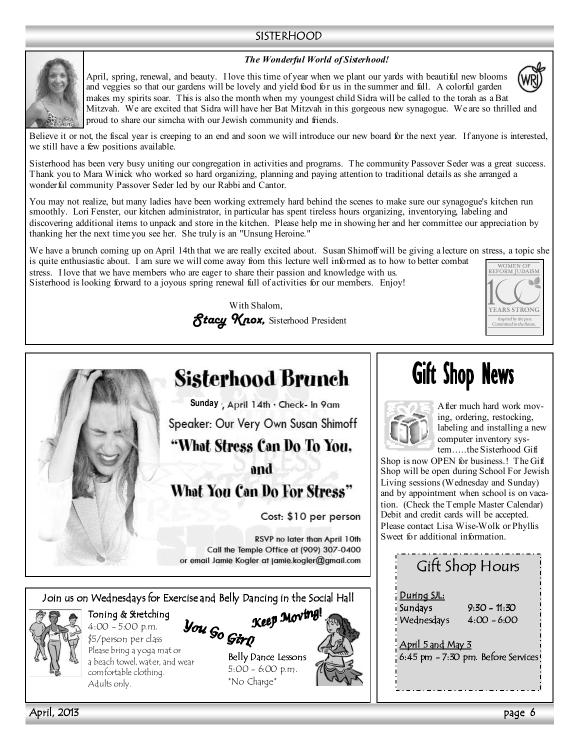## SISTERHOOD

### *The Wonderful World of Sisterhood!*

April, spring, renewal, and beauty. I love this time of year when we plant our yards with beautiful new blooms and veggies so that our gardens will be lovely and yield food for us in the summer and fall. A colorful garden makes my spirits soar. This is also the month when my youngest child Sidra will be called to the torah as a Bat Mitzvah. We are excited that Sidra will have her Bat Mitzvah in this gorgeous new synagogue. We are so thrilled and proud to share our simcha with our Jewish community and friends.

Believe it or not, the fiscal year is creeping to an end and soon we will introduce our new board for the next year. If anyone is interested, we still have a few positions available.

Sisterhood has been very busy uniting our congregation in activities and programs. The community Passover Seder was a great success. Thank you to Mara Winick who worked so hard organizing, planning and paying attention to traditional details as she arranged a wonderful community Passover Seder led by our Rabbi and Cantor.

You may not realize, but many ladies have been working extremely hard behind the scenes to make sure our synagogue's kitchen run smoothly. Lori Fenster, our kitchen administrator, in particular has spent tireless hours organizing, inventorying, labeling and discovering additional items to unpack and store in the kitchen. Please help me in showing her and her committee our appreciation by thanking her the next time you see her. She truly is an "Unsung Heroine."

We have a brunch coming up on April 14th that we are really excited about. Susan Shimoff will be giving a lecture on stress, a topic she is quite enthusiastic about. I am sure we will come away from this lecture well informed as to how to better combat stress. I love that we have members who are eager to share their passion and knowledge with us.
Sisterhood is looking forward to a joyous spring renewal full of activities for our members. Enjoy!

With Shalom,
***Stacy Knox,*** Sisterhood President

WOMEN OF REFORM JUDAISM — 100 YEARS STRONG — *Inspired by the past. Committed to the future.*

---

# Sisterhood Brunch

**Sunday**, April 14th · Check- In 9am

Speaker: Our Very Own Susan Shimoff

## "What Stress Can Do To You, and What You Can Do For Stress"

Cost: $10 per person

RSVP no later than April 10th
Call the Temple Office at (909) 307-0400
or email Jamie Kogler at jamie.kogler@gmail.com

---

# Gift Shop News

After much hard work moving, ordering, restocking, labeling and installing a new computer inventory system…..the Sisterhood Gift Shop is now OPEN for business.! The Gift Shop will be open during School For Jewish Living sessions (Wednesday and Sunday) and by appointment when school is on vacation. (Check the Temple Master Calendar) Debit and credit cards will be accepted. Please contact Lisa Wise-Wolk or Phyllis Sweet for additional information.

## Gift Shop Hours

During SJL:

| | |
|---|---|
| Sundays | 9:30 - 11:30 |
| Wednesdays | 4:00 - 6:00 |

April 5 and May 3
6:45 pm - 7:30 pm. Before Services

---

Join us on Wednesdays for Exercise and Belly Dancing in the Social Hall

**Toning & Stretching**
4:00 - 5:00 p.m.
$5/person per class
Please bring a yoga mat or a beach towel, water, and wear comfortable clothing.
Adults only.

*You Go Girl!* *Keep Moving!*

**Belly Dance Lessons**
5:00 - 6:00 p.m.
*No Charge*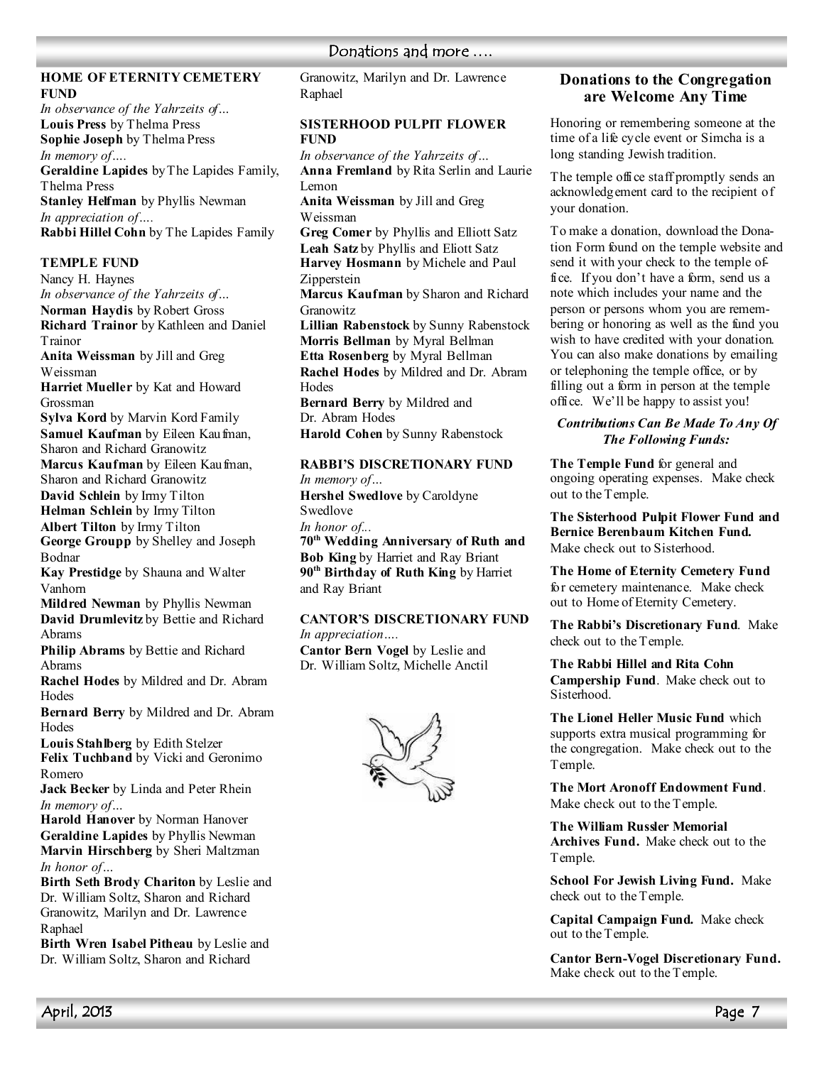## HOME OF ETERNITY CEMETERY FUND

*In observance of the Yahrzeits of…*
**Louis Press** by Thelma Press
**Sophie Joseph** by Thelma Press
*In memory of….*
**Geraldine Lapides** by The Lapides Family, Thelma Press
**Stanley Helfman** by Phyllis Newman
*In appreciation of….*
**Rabbi Hillel Cohn** by The Lapides Family

## TEMPLE FUND

Nancy H. Haynes
*In observance of the Yahrzeits of…*
**Norman Haydis** by Robert Gross
**Richard Trainor** by Kathleen and Daniel Trainor
**Anita Weissman** by Jill and Greg Weissman
**Harriet Mueller** by Kat and Howard Grossman
**Sylva Kord** by Marvin Kord Family
**Samuel Kaufman** by Eileen Kaufman, Sharon and Richard Granowitz
**Marcus Kaufman** by Eileen Kaufman, Sharon and Richard Granowitz
**David Schlein** by Irmy Tilton
**Helman Schlein** by Irmy Tilton
**Albert Tilton** by Irmy Tilton
**George Groupp** by Shelley and Joseph Bodnar
**Kay Prestidge** by Shauna and Walter Vanhorn
**Mildred Newman** by Phyllis Newman
**David Drumlevitz** by Bettie and Richard Abrams
**Philip Abrams** by Bettie and Richard Abrams
**Rachel Hodes** by Mildred and Dr. Abram Hodes
**Bernard Berry** by Mildred and Dr. Abram Hodes
**Louis Stahlberg** by Edith Stelzer
**Felix Tuchband** by Vicki and Geronimo Romero
**Jack Becker** by Linda and Peter Rhein
*In memory of…*
**Harold Hanover** by Norman Hanover
**Geraldine Lapides** by Phyllis Newman
**Marvin Hirschberg** by Sheri Maltzman
*In honor of…*
**Birth Seth Brody Chariton** by Leslie and Dr. William Soltz, Sharon and Richard Granowitz, Marilyn and Dr. Lawrence Raphael
**Birth Wren Isabel Pitheau** by Leslie and Dr. William Soltz, Sharon and Richard Granowitz, Marilyn and Dr. Lawrence Raphael

## SISTERHOOD PULPIT FLOWER FUND

*In observance of the Yahrzeits of…*
**Anna Fremland** by Rita Serlin and Laurie Lemon
**Anita Weissman** by Jill and Greg Weissman
**Greg Comer** by Phyllis and Elliott Satz
**Leah Satz** by Phyllis and Eliott Satz
**Harvey Hosmann** by Michele and Paul Zipperstein
**Marcus Kaufman** by Sharon and Richard Granowitz
**Lillian Rabenstock** by Sunny Rabenstock
**Morris Bellman** by Myral Bellman
**Etta Rosenberg** by Myral Bellman
**Rachel Hodes** by Mildred and Dr. Abram Hodes
**Bernard Berry** by Mildred and Dr. Abram Hodes
**Harold Cohen** by Sunny Rabenstock

## RABBI'S DISCRETIONARY FUND

*In memory of…*
**Hershel Swedlove** by Caroldyne Swedlove
*In honor of...*
**70th Wedding Anniversary of Ruth and Bob King** by Harriet and Ray Briant
**90th Birthday of Ruth King** by Harriet and Ray Briant

## CANTOR'S DISCRETIONARY FUND

*In appreciation….*
**Cantor Bern Vogel** by Leslie and Dr. William Soltz, Michelle Anctil

## Donations to the Congregation are Welcome Any Time

Honoring or remembering someone at the time of a life cycle event or Simcha is a long standing Jewish tradition.

The temple office staff promptly sends an acknowledgement card to the recipient of your donation.

To make a donation, download the Donation Form found on the temple website and send it with your check to the temple office. If you don't have a form, send us a note which includes your name and the person or persons whom you are remembering or honoring as well as the fund you wish to have credited with your donation. You can also make donations by emailing or telephoning the temple office, or by filling out a form in person at the temple office. We'll be happy to assist you!

***Contributions Can Be Made To Any Of The Following Funds:***

**The Temple Fund** for general and ongoing operating expenses. Make check out to the Temple.

**The Sisterhood Pulpit Flower Fund and Bernice Berenbaum Kitchen Fund.** Make check out to Sisterhood.

**The Home of Eternity Cemetery Fund** for cemetery maintenance. Make check out to Home of Eternity Cemetery.

**The Rabbi's Discretionary Fund**. Make check out to the Temple.

**The Rabbi Hillel and Rita Cohn Campership Fund**. Make check out to Sisterhood.

**The Lionel Heller Music Fund** which supports extra musical programming for the congregation. Make check out to the Temple.

**The Mort Aronoff Endowment Fund**. Make check out to the Temple.

**The William Russler Memorial Archives Fund.** Make check out to the Temple.

**School For Jewish Living Fund.** Make check out to the Temple.

**Capital Campaign Fund.** Make check out to the Temple.

**Cantor Bern-Vogel Discretionary Fund.** Make check out to the Temple.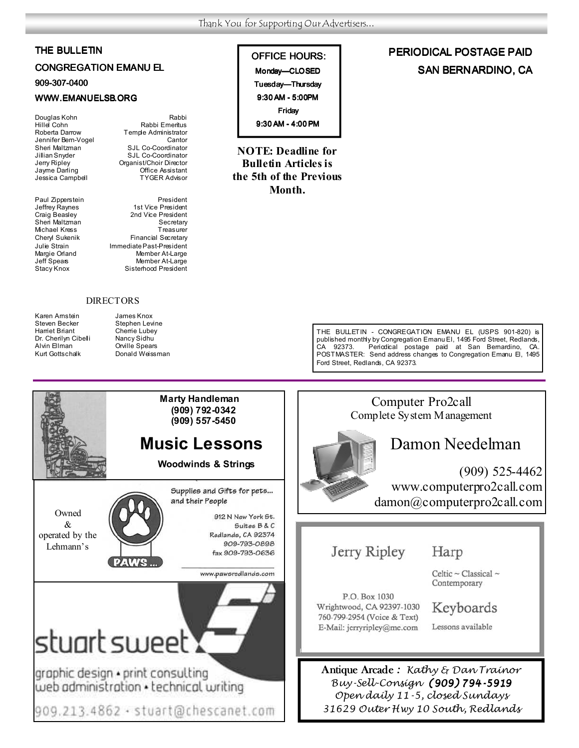Thank You for Supporting Our Advertisers...

**THE BULLETIN**

**CONGREGATION EMANU EL**

**909-307-0400**

**WWW.EMANUELSB.ORG**

| | |
|---|---|
| Douglas Kohn | Rabbi |
| Hillel Cohn | Rabbi Emeritus |
| Roberta Darrow | Temple Administrator |
| Jennifer Bern-Vogel | Cantor |
| Sheri Maltzman | SJL Co-Coordinator |
| Jillian Snyder | SJL Co-Coordinator |
| Jerry Ripley | Organist/Choir Director |
| Jayme Darling | Office Assistant |
| Jessica Campbell | TYGER Advisor |

| | |
|---|---|
| Paul Zipperstein | President |
| Jeffrey Raynes | 1st Vice President |
| Craig Beasley | 2nd Vice President |
| Sheri Maltzman | Secretary |
| Michael Kress | Treasurer |
| Cheryl Sukenik | Financial Secretary |
| Julie Strain | Immediate Past-President |
| Margie Orland | Member At-Large |
| Jeff Spears | Member At-Large |
| Stacy Knox | Sisterhood President |

DIRECTORS

| | |
|---|---|
| Karen Arnstein | James Knox |
| Steven Becker | Stephen Levine |
| Harriet Briant | Cherrie Lubey |
| Dr. Cherilyn Cibelli | Nancy Sidhu |
| Alvin Ellman | Orville Spears |
| Kurt Gottschalk | Donald Weissman |

**OFFICE HOURS:**

**Monday—CLOSED**

**Tuesday—Thursday**

**9:30 AM - 5:00PM**

**Friday**

**9:30 AM - 4:00 PM**

**NOTE: Deadline for Bulletin Articles is the 5th of the Previous Month.**

**PERIODICAL POSTAGE PAID**

**SAN BERNARDINO, CA**

THE BULLETIN - CONGREGATION EMANU EL (USPS 901-820) is published monthly by Congregation Emanu El, 1495 Ford Street, Redlands, CA 92373. Periodical postage paid at San Bernardino, CA. POSTMASTER: Send address changes to Congregation Emanu El, 1495 Ford Street, Redlands, CA 92373.

---

**Marty Handleman**
**(909) 792-0342**
**(909) 557-5450**

**Music Lessons**

**Woodwinds & Strings**

Computer Pro2call
Complete System Management

Damon Needelman

(909) 525-4462
www.computerpro2call.com
damon@computerpro2call.com

Owned & operated by the Lehmann's

PAWS...

Supplies and Gifts for pets... and their People

912 N New York St.
Suites B & C
Redlands, CA 92374
909-793-0898
fax 909-793-0636

www.pawsredlands.com

Jerry Ripley

P.O. Box 1030
Wrightwood, CA 92397-1030
760-799-2954 (Voice & Text)
E-Mail: jerryripley@me.com

Harp

Celtic ~ Classical ~ Contemporary

Keyboards

Lessons available

stuart sweet

graphic design • print consulting
web administration • technical writing

909.213.4862 • stuart@chescanet.com

**Antique Arcade**: Kathy & Dan Trainor
Buy-Sell-Consign **(909) 794-5919**
Open daily 11-5, closed Sundays
31629 Outer Hwy 10 South, Redlands